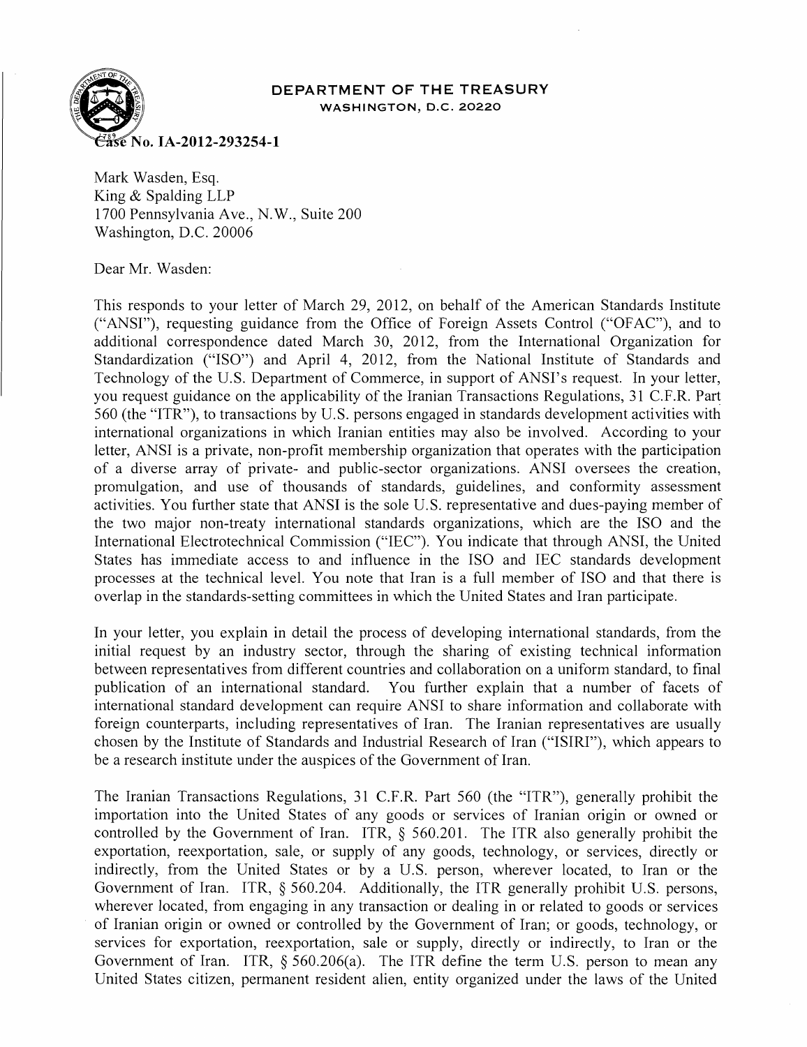**DEPARTMENT OF THE TREASURY**
WASHINGTON, D.C. 20220

**Case No. IA-2012-293254-1**

Mark Wasden, Esq.
King & Spalding LLP
1700 Pennsylvania Ave., N.W., Suite 200
Washington, D.C. 20006

Dear Mr. Wasden:

This responds to your letter of March 29, 2012, on behalf of the American Standards Institute ("ANSI"), requesting guidance from the Office of Foreign Assets Control ("OFAC"), and to additional correspondence dated March 30, 2012, from the International Organization for Standardization ("ISO") and April 4, 2012, from the National Institute of Standards and Technology of the U.S. Department of Commerce, in support of ANSI's request. In your letter, you request guidance on the applicability of the Iranian Transactions Regulations, 31 C.F.R. Part 560 (the "ITR"), to transactions by U.S. persons engaged in standards development activities with international organizations in which Iranian entities may also be involved. According to your letter, ANSI is a private, non-profit membership organization that operates with the participation of a diverse array of private- and public-sector organizations. ANSI oversees the creation, promulgation, and use of thousands of standards, guidelines, and conformity assessment activities. You further state that ANSI is the sole U.S. representative and dues-paying member of the two major non-treaty international standards organizations, which are the ISO and the International Electrotechnical Commission ("IEC"). You indicate that through ANSI, the United States has immediate access to and influence in the ISO and IEC standards development processes at the technical level. You note that Iran is a full member of ISO and that there is overlap in the standards-setting committees in which the United States and Iran participate.

In your letter, you explain in detail the process of developing international standards, from the initial request by an industry sector, through the sharing of existing technical information between representatives from different countries and collaboration on a uniform standard, to final publication of an international standard. You further explain that a number of facets of international standard development can require ANSI to share information and collaborate with foreign counterparts, including representatives of Iran. The Iranian representatives are usually chosen by the Institute of Standards and Industrial Research of Iran ("ISIRI"), which appears to be a research institute under the auspices of the Government of Iran.

The Iranian Transactions Regulations, 31 C.F.R. Part 560 (the "ITR"), generally prohibit the importation into the United States of any goods or services of Iranian origin or owned or controlled by the Government of Iran. ITR, § 560.201. The ITR also generally prohibit the exportation, reexportation, sale, or supply of any goods, technology, or services, directly or indirectly, from the United States or by a U.S. person, wherever located, to Iran or the Government of Iran. ITR, § 560.204. Additionally, the ITR generally prohibit U.S. persons, wherever located, from engaging in any transaction or dealing in or related to goods or services of Iranian origin or owned or controlled by the Government of Iran; or goods, technology, or services for exportation, reexportation, sale or supply, directly or indirectly, to Iran or the Government of Iran. ITR, § 560.206(a). The ITR define the term U.S. person to mean any United States citizen, permanent resident alien, entity organized under the laws of the United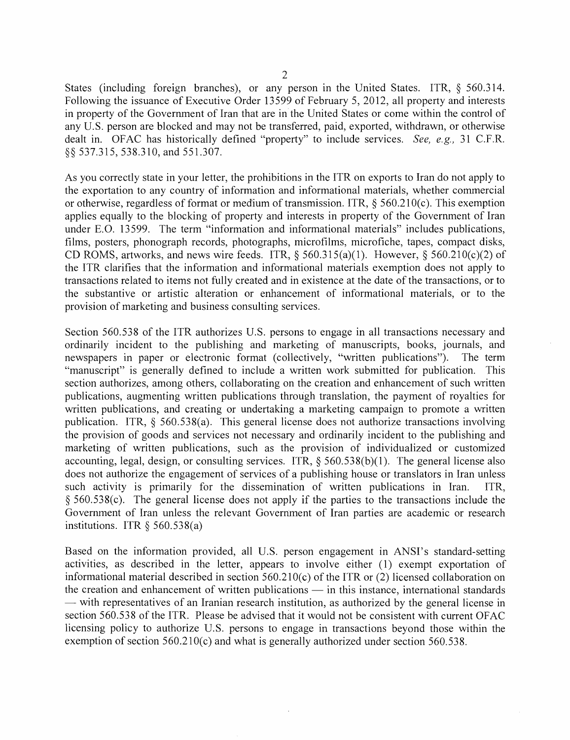States (including foreign branches), or any person in the United States. ITR, § 560.314. Following the issuance of Executive Order 13599 of February 5, 2012, all property and interests in property of the Government of Iran that are in the United States or come within the control of any U.S. person are blocked and may not be transferred, paid, exported, withdrawn, or otherwise dealt in. OFAC has historically defined "property" to include services. *See, e.g.,* 31 C.F.R. §§ 537.315, 538.310, and 551.307.

As you correctly state in your letter, the prohibitions in the ITR on exports to Iran do not apply to the exportation to any country of information and informational materials, whether commercial or otherwise, regardless of format or medium of transmission. ITR, § 560.210(c). This exemption applies equally to the blocking of property and interests in property of the Government of Iran under E.O. 13599. The term "information and informational materials" includes publications, films, posters, phonograph records, photographs, microfilms, microfiche, tapes, compact disks, CD ROMS, artworks, and news wire feeds. ITR, § 560.315(a)(1). However, § 560.210(c)(2) of the ITR clarifies that the information and informational materials exemption does not apply to transactions related to items not fully created and in existence at the date of the transactions, or to the substantive or artistic alteration or enhancement of informational materials, or to the provision of marketing and business consulting services.

Section 560.538 of the ITR authorizes U.S. persons to engage in all transactions necessary and ordinarily incident to the publishing and marketing of manuscripts, books, journals, and newspapers in paper or electronic format (collectively, "written publications"). The term "manuscript" is generally defined to include a written work submitted for publication. This section authorizes, among others, collaborating on the creation and enhancement of such written publications, augmenting written publications through translation, the payment of royalties for written publications, and creating or undertaking a marketing campaign to promote a written publication. ITR, § 560.538(a). This general license does not authorize transactions involving the provision of goods and services not necessary and ordinarily incident to the publishing and marketing of written publications, such as the provision of individualized or customized accounting, legal, design, or consulting services. ITR, § 560.538(b)(1). The general license also does not authorize the engagement of services of a publishing house or translators in Iran unless such activity is primarily for the dissemination of written publications in Iran. ITR, § 560.538(c). The general license does not apply if the parties to the transactions include the Government of Iran unless the relevant Government of Iran parties are academic or research institutions. ITR § 560.538(a)

Based on the information provided, all U.S. person engagement in ANSI's standard-setting activities, as described in the letter, appears to involve either (1) exempt exportation of informational material described in section 560.210(c) of the ITR or (2) licensed collaboration on the creation and enhancement of written publications — in this instance, international standards — with representatives of an Iranian research institution, as authorized by the general license in section 560.538 of the ITR. Please be advised that it would not be consistent with current OFAC licensing policy to authorize U.S. persons to engage in transactions beyond those within the exemption of section 560.210(c) and what is generally authorized under section 560.538.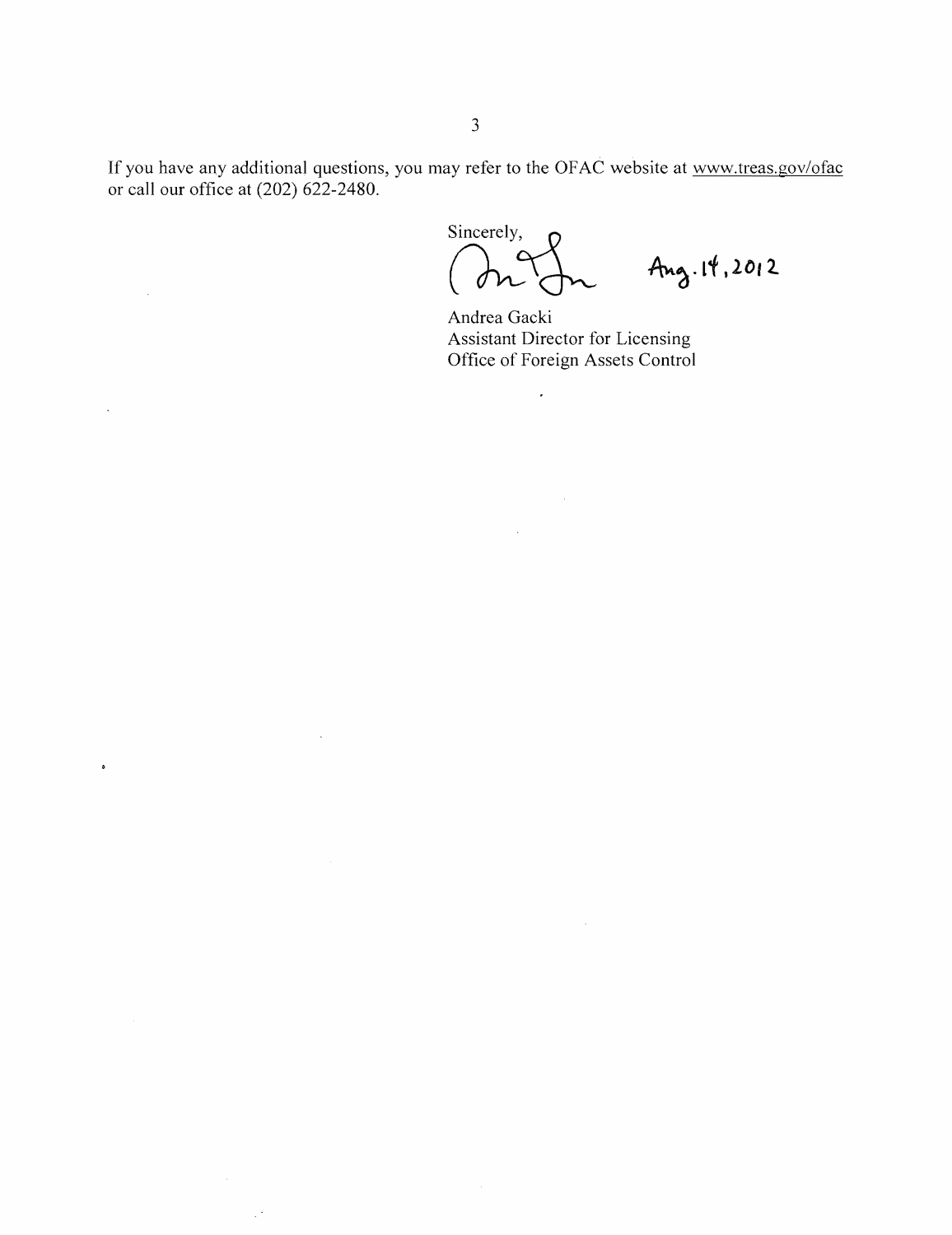If you have any additional questions, you may refer to the OFAC website at www.treas.gov/ofac or call our office at (202) 622-2480.

Sincerely,

Aug. 14, 2012

Andrea Gacki
Assistant Director for Licensing
Office of Foreign Assets Control